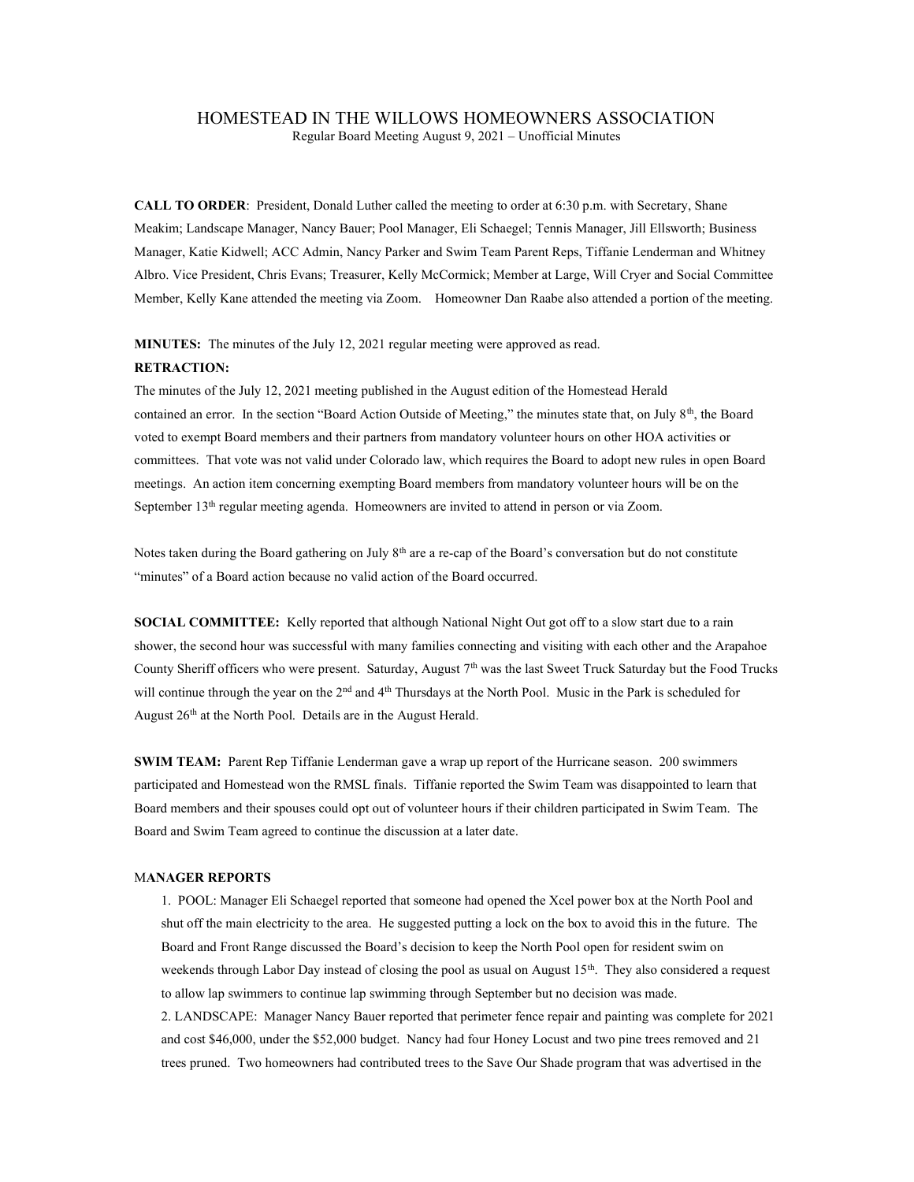# HOMESTEAD IN THE WILLOWS HOMEOWNERS ASSOCIATION

Regular Board Meeting August 9, 2021 – Unofficial Minutes

**CALL TO ORDER**: President, Donald Luther called the meeting to order at 6:30 p.m. with Secretary, Shane Meakim; Landscape Manager, Nancy Bauer; Pool Manager, Eli Schaegel; Tennis Manager, Jill Ellsworth; Business Manager, Katie Kidwell; ACC Admin, Nancy Parker and Swim Team Parent Reps, Tiffanie Lenderman and Whitney Albro. Vice President, Chris Evans; Treasurer, Kelly McCormick; Member at Large, Will Cryer and Social Committee Member, Kelly Kane attended the meeting via Zoom. Homeowner Dan Raabe also attended a portion of the meeting.

**MINUTES:** The minutes of the July 12, 2021 regular meeting were approved as read.

**RETRACTION:**

The minutes of the July 12, 2021 meeting published in the August edition of the Homestead Herald contained an error. In the section "Board Action Outside of Meeting," the minutes state that, on July 8th, the Board voted to exempt Board members and their partners from mandatory volunteer hours on other HOA activities or committees. That vote was not valid under Colorado law, which requires the Board to adopt new rules in open Board meetings. An action item concerning exempting Board members from mandatory volunteer hours will be on the September 13th regular meeting agenda. Homeowners are invited to attend in person or via Zoom.

Notes taken during the Board gathering on July 8th are a re-cap of the Board's conversation but do not constitute "minutes" of a Board action because no valid action of the Board occurred.

**SOCIAL COMMITTEE:** Kelly reported that although National Night Out got off to a slow start due to a rain shower, the second hour was successful with many families connecting and visiting with each other and the Arapahoe County Sheriff officers who were present. Saturday, August 7th was the last Sweet Truck Saturday but the Food Trucks will continue through the year on the 2nd and 4th Thursdays at the North Pool. Music in the Park is scheduled for August 26th at the North Pool. Details are in the August Herald.

**SWIM TEAM:** Parent Rep Tiffanie Lenderman gave a wrap up report of the Hurricane season. 200 swimmers participated and Homestead won the RMSL finals. Tiffanie reported the Swim Team was disappointed to learn that Board members and their spouses could opt out of volunteer hours if their children participated in Swim Team. The Board and Swim Team agreed to continue the discussion at a later date.

**MANAGER REPORTS**

1. POOL: Manager Eli Schaegel reported that someone had opened the Xcel power box at the North Pool and shut off the main electricity to the area. He suggested putting a lock on the box to avoid this in the future. The Board and Front Range discussed the Board's decision to keep the North Pool open for resident swim on weekends through Labor Day instead of closing the pool as usual on August 15th. They also considered a request to allow lap swimmers to continue lap swimming through September but no decision was made.
2. LANDSCAPE: Manager Nancy Bauer reported that perimeter fence repair and painting was complete for 2021 and cost $46,000, under the $52,000 budget. Nancy had four Honey Locust and two pine trees removed and 21 trees pruned. Two homeowners had contributed trees to the Save Our Shade program that was advertised in the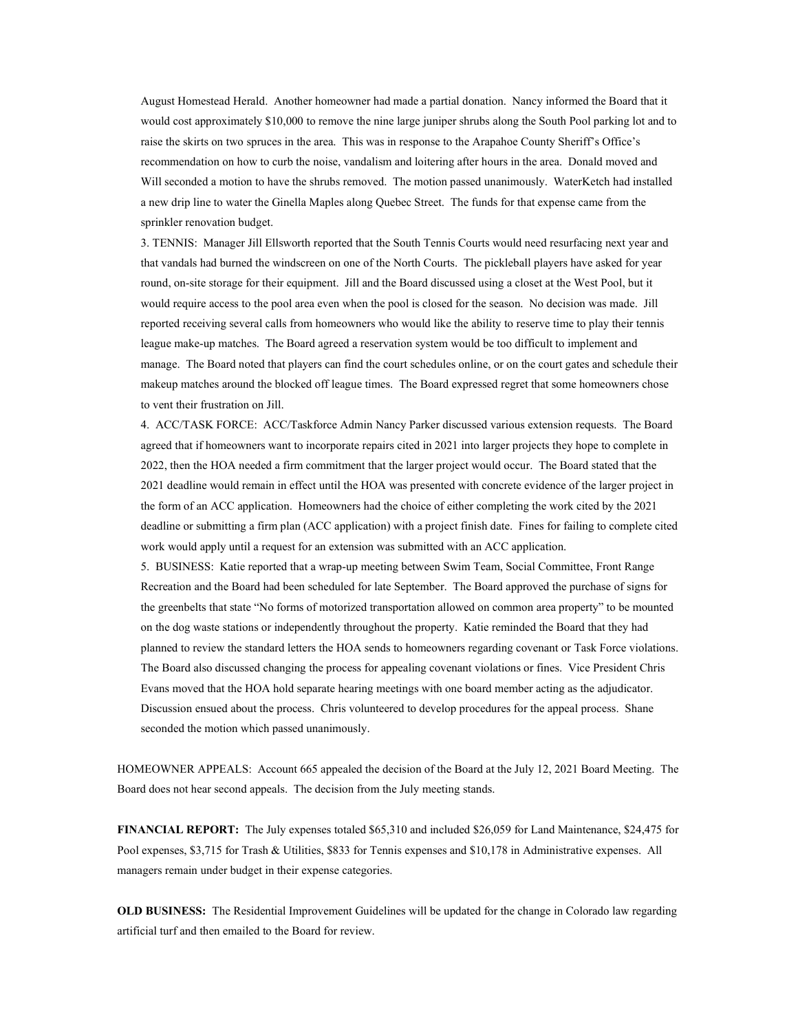August Homestead Herald. Another homeowner had made a partial donation. Nancy informed the Board that it would cost approximately $10,000 to remove the nine large juniper shrubs along the South Pool parking lot and to raise the skirts on two spruces in the area. This was in response to the Arapahoe County Sheriff's Office's recommendation on how to curb the noise, vandalism and loitering after hours in the area. Donald moved and Will seconded a motion to have the shrubs removed. The motion passed unanimously. WaterKetch had installed a new drip line to water the Ginella Maples along Quebec Street. The funds for that expense came from the sprinkler renovation budget.

3. TENNIS: Manager Jill Ellsworth reported that the South Tennis Courts would need resurfacing next year and that vandals had burned the windscreen on one of the North Courts. The pickleball players have asked for year round, on-site storage for their equipment. Jill and the Board discussed using a closet at the West Pool, but it would require access to the pool area even when the pool is closed for the season. No decision was made. Jill reported receiving several calls from homeowners who would like the ability to reserve time to play their tennis league make-up matches. The Board agreed a reservation system would be too difficult to implement and manage. The Board noted that players can find the court schedules online, or on the court gates and schedule their makeup matches around the blocked off league times. The Board expressed regret that some homeowners chose to vent their frustration on Jill.

4. ACC/TASK FORCE: ACC/Taskforce Admin Nancy Parker discussed various extension requests. The Board agreed that if homeowners want to incorporate repairs cited in 2021 into larger projects they hope to complete in 2022, then the HOA needed a firm commitment that the larger project would occur. The Board stated that the 2021 deadline would remain in effect until the HOA was presented with concrete evidence of the larger project in the form of an ACC application. Homeowners had the choice of either completing the work cited by the 2021 deadline or submitting a firm plan (ACC application) with a project finish date. Fines for failing to complete cited work would apply until a request for an extension was submitted with an ACC application.

5. BUSINESS: Katie reported that a wrap-up meeting between Swim Team, Social Committee, Front Range Recreation and the Board had been scheduled for late September. The Board approved the purchase of signs for the greenbelts that state "No forms of motorized transportation allowed on common area property" to be mounted on the dog waste stations or independently throughout the property. Katie reminded the Board that they had planned to review the standard letters the HOA sends to homeowners regarding covenant or Task Force violations. The Board also discussed changing the process for appealing covenant violations or fines. Vice President Chris Evans moved that the HOA hold separate hearing meetings with one board member acting as the adjudicator. Discussion ensued about the process. Chris volunteered to develop procedures for the appeal process. Shane seconded the motion which passed unanimously.

HOMEOWNER APPEALS: Account 665 appealed the decision of the Board at the July 12, 2021 Board Meeting. The Board does not hear second appeals. The decision from the July meeting stands.

**FINANCIAL REPORT:** The July expenses totaled $65,310 and included $26,059 for Land Maintenance, $24,475 for Pool expenses, $3,715 for Trash & Utilities, $833 for Tennis expenses and $10,178 in Administrative expenses. All managers remain under budget in their expense categories.

**OLD BUSINESS:** The Residential Improvement Guidelines will be updated for the change in Colorado law regarding artificial turf and then emailed to the Board for review.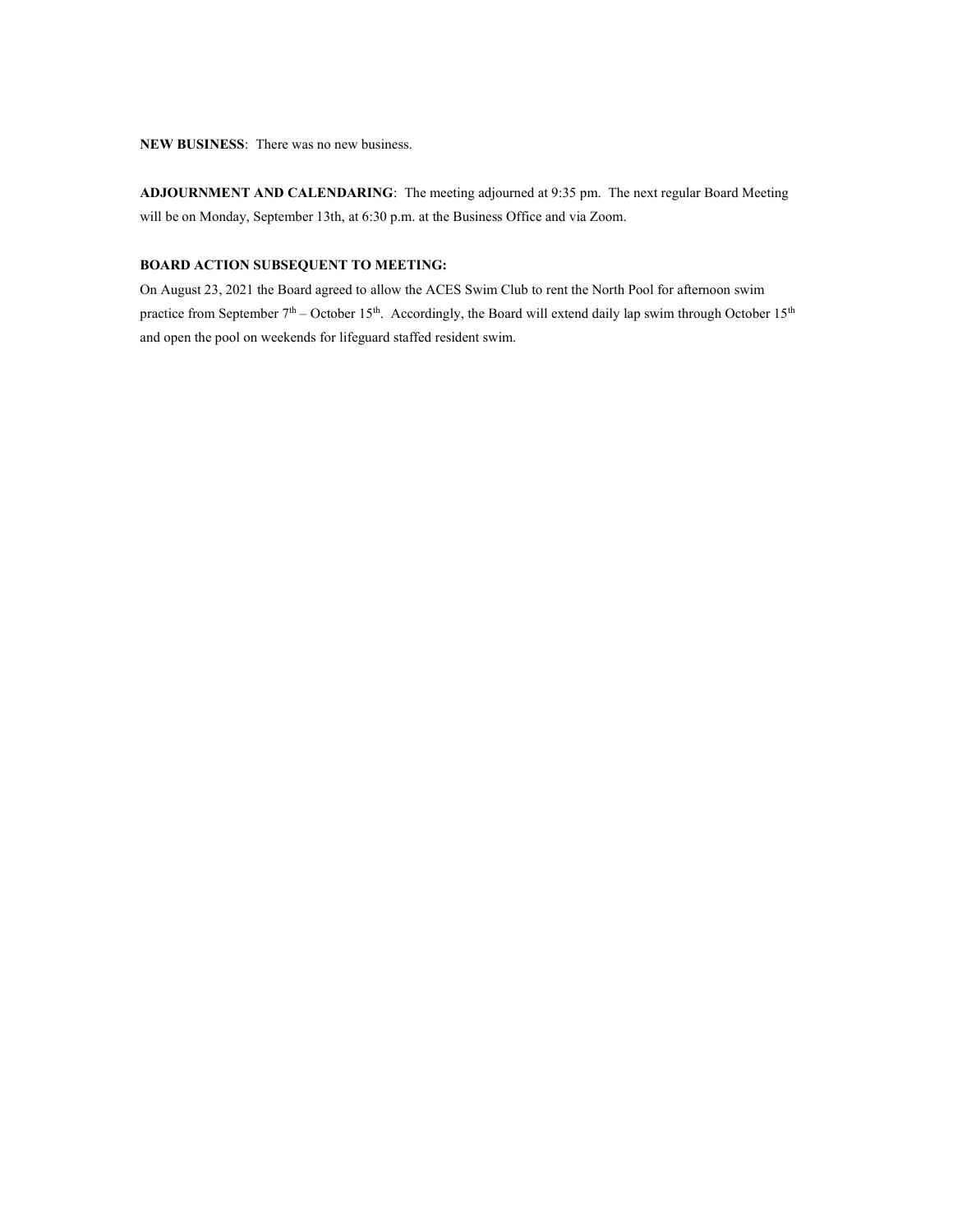**NEW BUSINESS**: There was no new business.

**ADJOURNMENT AND CALENDARING**: The meeting adjourned at 9:35 pm. The next regular Board Meeting will be on Monday, September 13th, at 6:30 p.m. at the Business Office and via Zoom.

**BOARD ACTION SUBSEQUENT TO MEETING:**

On August 23, 2021 the Board agreed to allow the ACES Swim Club to rent the North Pool for afternoon swim practice from September 7th – October 15th. Accordingly, the Board will extend daily lap swim through October 15th and open the pool on weekends for lifeguard staffed resident swim.